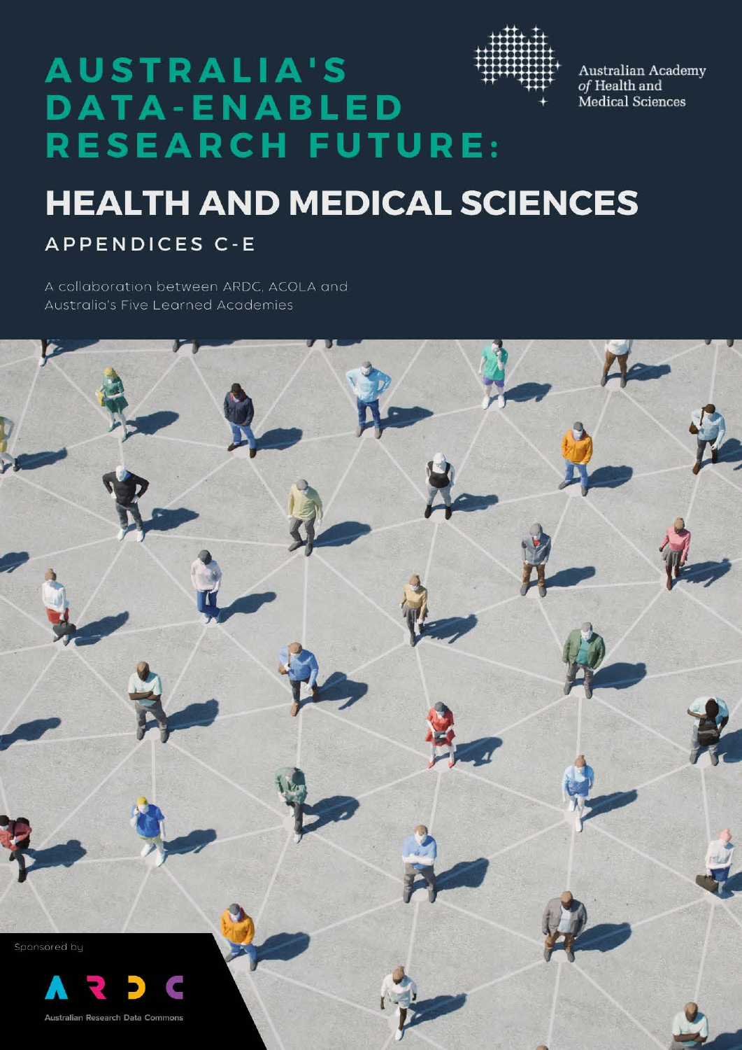# AUSTRALIA'S DATA-ENABLED RESEARCH FUTURE:

Australian Academy of Health and Medical Sciences

## HEALTH AND MEDICAL SCIENCES

### APPENDICES C-E

A collaboration between ARDC, ACOLA and Australia's Five Learned Academies

Sponsored by

ARDC

Australian Research Data Commons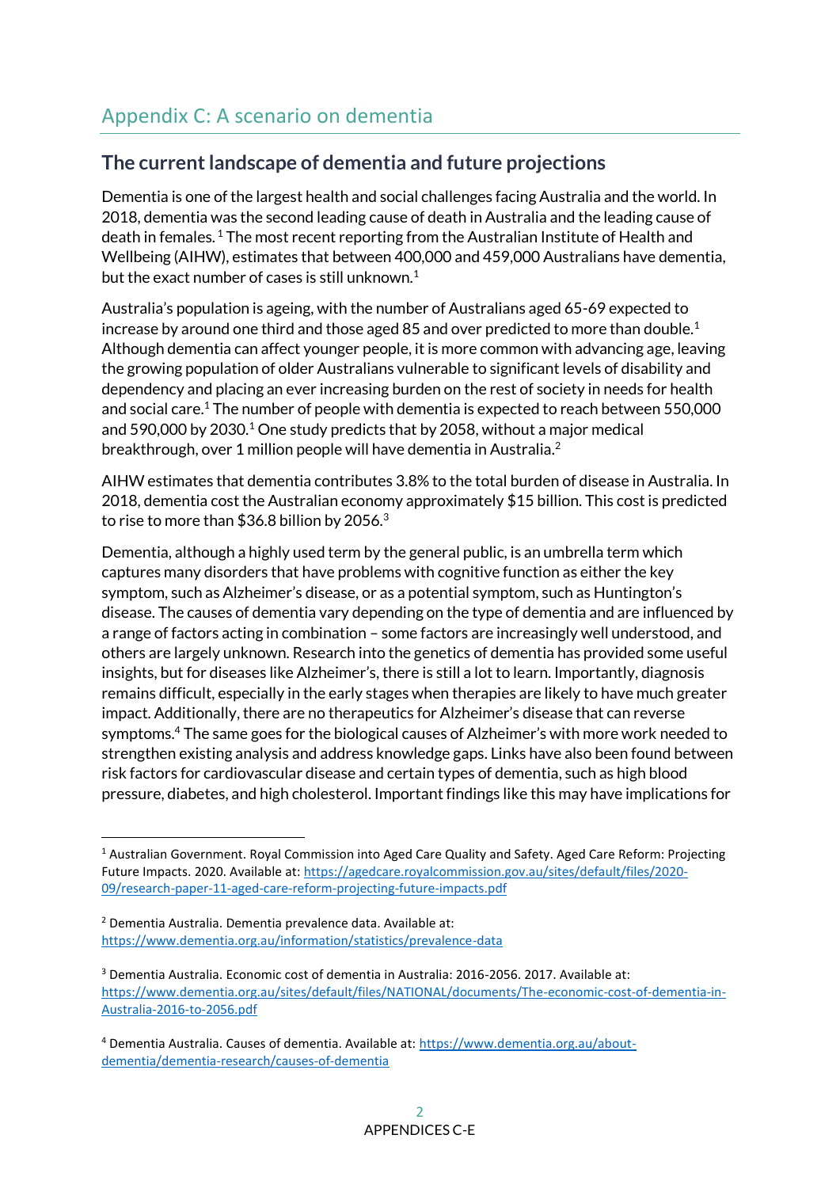# Appendix C: A scenario on dementia

## The current landscape of dementia and future projections

Dementia is one of the largest health and social challenges facing Australia and the world. In 2018, dementia was the second leading cause of death in Australia and the leading cause of death in females. [1] The most recent reporting from the Australian Institute of Health and Wellbeing (AIHW), estimates that between 400,000 and 459,000 Australians have dementia, but the exact number of cases is still unknown.[1]

Australia's population is ageing, with the number of Australians aged 65-69 expected to increase by around one third and those aged 85 and over predicted to more than double.[1] Although dementia can affect younger people, it is more common with advancing age, leaving the growing population of older Australians vulnerable to significant levels of disability and dependency and placing an ever increasing burden on the rest of society in needs for health and social care.[1] The number of people with dementia is expected to reach between 550,000 and 590,000 by 2030.[1] One study predicts that by 2058, without a major medical breakthrough, over 1 million people will have dementia in Australia.[2]

AIHW estimates that dementia contributes 3.8% to the total burden of disease in Australia. In 2018, dementia cost the Australian economy approximately $15 billion. This cost is predicted to rise to more than $36.8 billion by 2056.[3]

Dementia, although a highly used term by the general public, is an umbrella term which captures many disorders that have problems with cognitive function as either the key symptom, such as Alzheimer's disease, or as a potential symptom, such as Huntington's disease. The causes of dementia vary depending on the type of dementia and are influenced by a range of factors acting in combination – some factors are increasingly well understood, and others are largely unknown. Research into the genetics of dementia has provided some useful insights, but for diseases like Alzheimer's, there is still a lot to learn. Importantly, diagnosis remains difficult, especially in the early stages when therapies are likely to have much greater impact. Additionally, there are no therapeutics for Alzheimer's disease that can reverse symptoms.[4] The same goes for the biological causes of Alzheimer's with more work needed to strengthen existing analysis and address knowledge gaps. Links have also been found between risk factors for cardiovascular disease and certain types of dementia, such as high blood pressure, diabetes, and high cholesterol. Important findings like this may have implications for

---

[1] Australian Government. Royal Commission into Aged Care Quality and Safety. Aged Care Reform: Projecting Future Impacts. 2020. Available at: https://agedcare.royalcommission.gov.au/sites/default/files/2020-09/research-paper-11-aged-care-reform-projecting-future-impacts.pdf

[2] Dementia Australia. Dementia prevalence data. Available at: https://www.dementia.org.au/information/statistics/prevalence-data

[3] Dementia Australia. Economic cost of dementia in Australia: 2016-2056. 2017. Available at: https://www.dementia.org.au/sites/default/files/NATIONAL/documents/The-economic-cost-of-dementia-in-Australia-2016-to-2056.pdf

[4] Dementia Australia. Causes of dementia. Available at: https://www.dementia.org.au/about-dementia/dementia-research/causes-of-dementia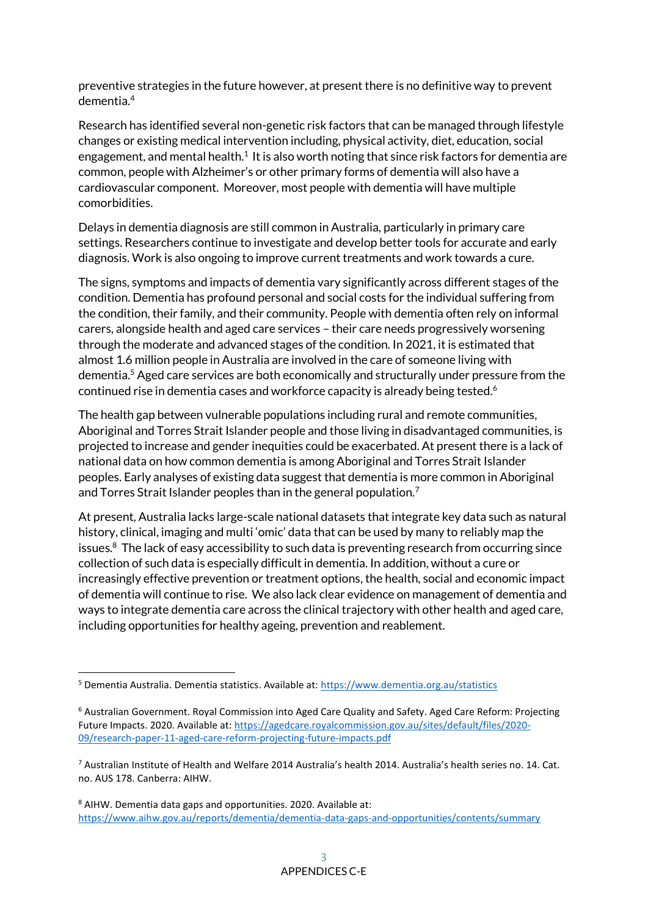preventive strategies in the future however, at present there is no definitive way to prevent dementia.[4]

Research has identified several non-genetic risk factors that can be managed through lifestyle changes or existing medical intervention including, physical activity, diet, education, social engagement, and mental health.[1] It is also worth noting that since risk factors for dementia are common, people with Alzheimer's or other primary forms of dementia will also have a cardiovascular component. Moreover, most people with dementia will have multiple comorbidities.

Delays in dementia diagnosis are still common in Australia, particularly in primary care settings. Researchers continue to investigate and develop better tools for accurate and early diagnosis. Work is also ongoing to improve current treatments and work towards a cure.

The signs, symptoms and impacts of dementia vary significantly across different stages of the condition. Dementia has profound personal and social costs for the individual suffering from the condition, their family, and their community. People with dementia often rely on informal carers, alongside health and aged care services – their care needs progressively worsening through the moderate and advanced stages of the condition. In 2021, it is estimated that almost 1.6 million people in Australia are involved in the care of someone living with dementia.[5] Aged care services are both economically and structurally under pressure from the continued rise in dementia cases and workforce capacity is already being tested.[6]

The health gap between vulnerable populations including rural and remote communities, Aboriginal and Torres Strait Islander people and those living in disadvantaged communities, is projected to increase and gender inequities could be exacerbated. At present there is a lack of national data on how common dementia is among Aboriginal and Torres Strait Islander peoples. Early analyses of existing data suggest that dementia is more common in Aboriginal and Torres Strait Islander peoples than in the general population.[7]

At present, Australia lacks large-scale national datasets that integrate key data such as natural history, clinical, imaging and multi 'omic' data that can be used by many to reliably map the issues.[8] The lack of easy accessibility to such data is preventing research from occurring since collection of such data is especially difficult in dementia. In addition, without a cure or increasingly effective prevention or treatment options, the health, social and economic impact of dementia will continue to rise. We also lack clear evidence on management of dementia and ways to integrate dementia care across the clinical trajectory with other health and aged care, including opportunities for healthy ageing, prevention and reablement.

---

[5] Dementia Australia. Dementia statistics. Available at: https://www.dementia.org.au/statistics

[6] Australian Government. Royal Commission into Aged Care Quality and Safety. Aged Care Reform: Projecting Future Impacts. 2020. Available at: https://agedcare.royalcommission.gov.au/sites/default/files/2020-09/research-paper-11-aged-care-reform-projecting-future-impacts.pdf

[7] Australian Institute of Health and Welfare 2014 Australia's health 2014. Australia's health series no. 14. Cat. no. AUS 178. Canberra: AIHW.

[8] AIHW. Dementia data gaps and opportunities. 2020. Available at: https://www.aihw.gov.au/reports/dementia/dementia-data-gaps-and-opportunities/contents/summary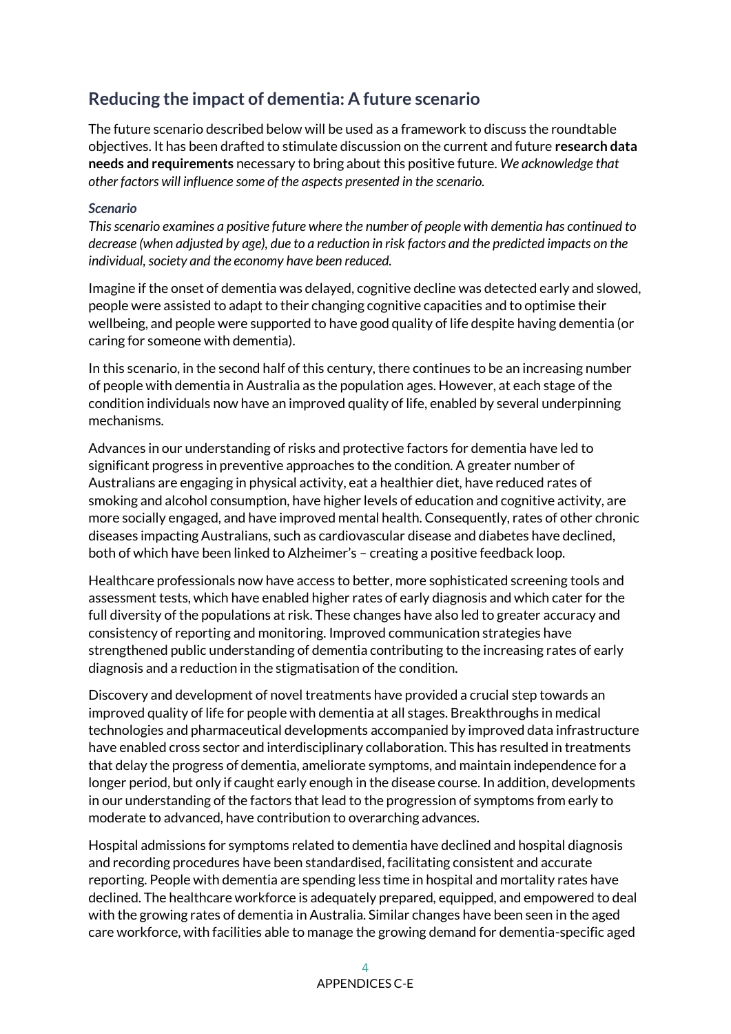## Reducing the impact of dementia: A future scenario

The future scenario described below will be used as a framework to discuss the roundtable objectives. It has been drafted to stimulate discussion on the current and future **research data needs and requirements** necessary to bring about this positive future. *We acknowledge that other factors will influence some of the aspects presented in the scenario.*

***Scenario***

*This scenario examines a positive future where the number of people with dementia has continued to decrease (when adjusted by age), due to a reduction in risk factors and the predicted impacts on the individual, society and the economy have been reduced.*

Imagine if the onset of dementia was delayed, cognitive decline was detected early and slowed, people were assisted to adapt to their changing cognitive capacities and to optimise their wellbeing, and people were supported to have good quality of life despite having dementia (or caring for someone with dementia).

In this scenario, in the second half of this century, there continues to be an increasing number of people with dementia in Australia as the population ages. However, at each stage of the condition individuals now have an improved quality of life, enabled by several underpinning mechanisms.

Advances in our understanding of risks and protective factors for dementia have led to significant progress in preventive approaches to the condition. A greater number of Australians are engaging in physical activity, eat a healthier diet, have reduced rates of smoking and alcohol consumption, have higher levels of education and cognitive activity, are more socially engaged, and have improved mental health. Consequently, rates of other chronic diseases impacting Australians, such as cardiovascular disease and diabetes have declined, both of which have been linked to Alzheimer's – creating a positive feedback loop.

Healthcare professionals now have access to better, more sophisticated screening tools and assessment tests, which have enabled higher rates of early diagnosis and which cater for the full diversity of the populations at risk. These changes have also led to greater accuracy and consistency of reporting and monitoring. Improved communication strategies have strengthened public understanding of dementia contributing to the increasing rates of early diagnosis and a reduction in the stigmatisation of the condition.

Discovery and development of novel treatments have provided a crucial step towards an improved quality of life for people with dementia at all stages. Breakthroughs in medical technologies and pharmaceutical developments accompanied by improved data infrastructure have enabled cross sector and interdisciplinary collaboration. This has resulted in treatments that delay the progress of dementia, ameliorate symptoms, and maintain independence for a longer period, but only if caught early enough in the disease course. In addition, developments in our understanding of the factors that lead to the progression of symptoms from early to moderate to advanced, have contribution to overarching advances.

Hospital admissions for symptoms related to dementia have declined and hospital diagnosis and recording procedures have been standardised, facilitating consistent and accurate reporting. People with dementia are spending less time in hospital and mortality rates have declined. The healthcare workforce is adequately prepared, equipped, and empowered to deal with the growing rates of dementia in Australia. Similar changes have been seen in the aged care workforce, with facilities able to manage the growing demand for dementia-specific aged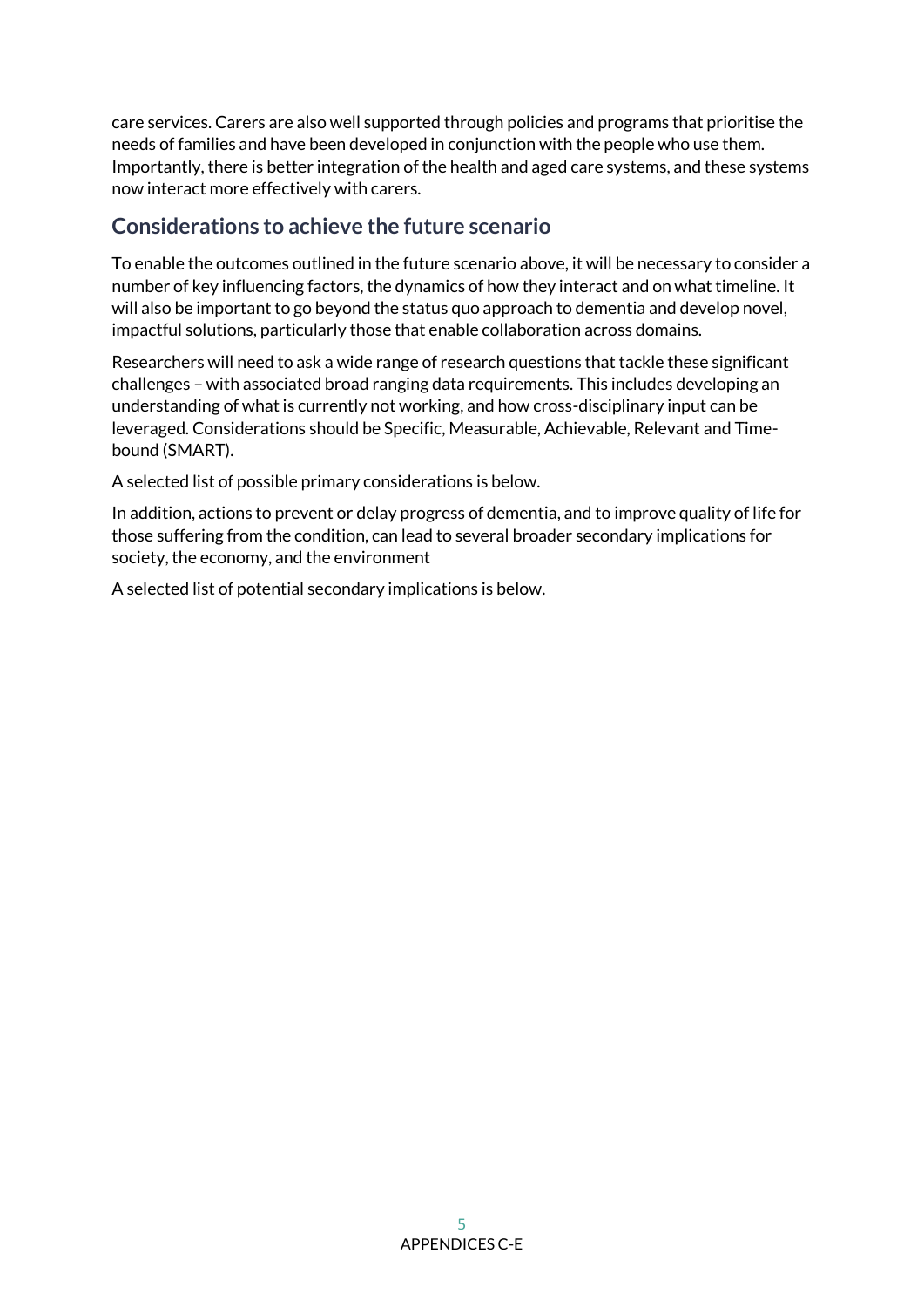care services. Carers are also well supported through policies and programs that prioritise the needs of families and have been developed in conjunction with the people who use them. Importantly, there is better integration of the health and aged care systems, and these systems now interact more effectively with carers.

## Considerations to achieve the future scenario

To enable the outcomes outlined in the future scenario above, it will be necessary to consider a number of key influencing factors, the dynamics of how they interact and on what timeline. It will also be important to go beyond the status quo approach to dementia and develop novel, impactful solutions, particularly those that enable collaboration across domains.

Researchers will need to ask a wide range of research questions that tackle these significant challenges – with associated broad ranging data requirements. This includes developing an understanding of what is currently not working, and how cross-disciplinary input can be leveraged. Considerations should be Specific, Measurable, Achievable, Relevant and Time-bound (SMART).

A selected list of possible primary considerations is below.

In addition, actions to prevent or delay progress of dementia, and to improve quality of life for those suffering from the condition, can lead to several broader secondary implications for society, the economy, and the environment

A selected list of potential secondary implications is below.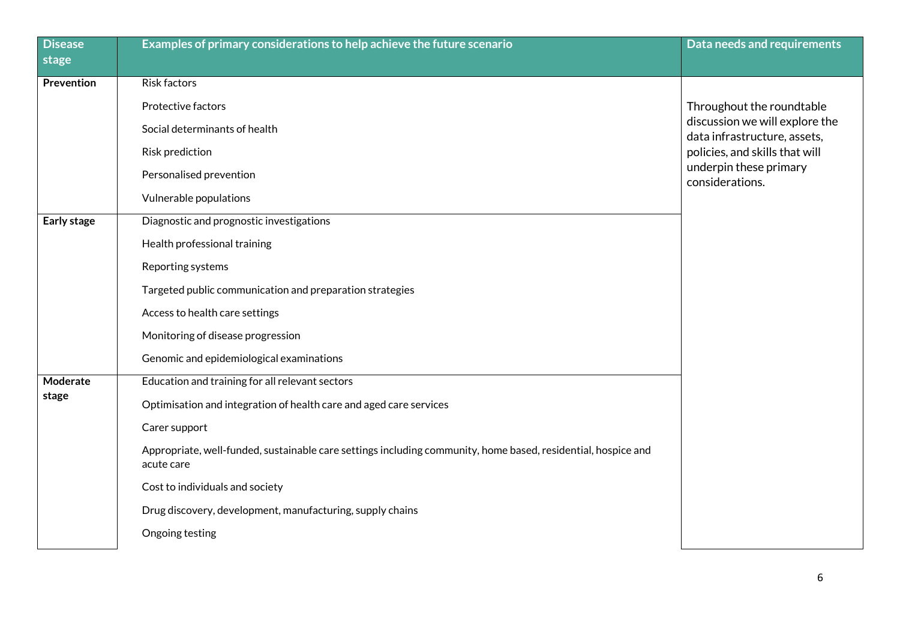| Disease stage | Examples of primary considerations to help achieve the future scenario | Data needs and requirements |
|---|---|---|
| **Prevention** | Risk factors | Throughout the roundtable discussion we will explore the data infrastructure, assets, policies, and skills that will underpin these primary considerations. |
| | Protective factors | |
| | Social determinants of health | |
| | Risk prediction | |
| | Personalised prevention | |
| | Vulnerable populations | |
| **Early stage** | Diagnostic and prognostic investigations | |
| | Health professional training | |
| | Reporting systems | |
| | Targeted public communication and preparation strategies | |
| | Access to health care settings | |
| | Monitoring of disease progression | |
| | Genomic and epidemiological examinations | |
| **Moderate stage** | Education and training for all relevant sectors | |
| | Optimisation and integration of health care and aged care services | |
| | Carer support | |
| | Appropriate, well-funded, sustainable care settings including community, home based, residential, hospice and acute care | |
| | Cost to individuals and society | |
| | Drug discovery, development, manufacturing, supply chains | |
| | Ongoing testing | |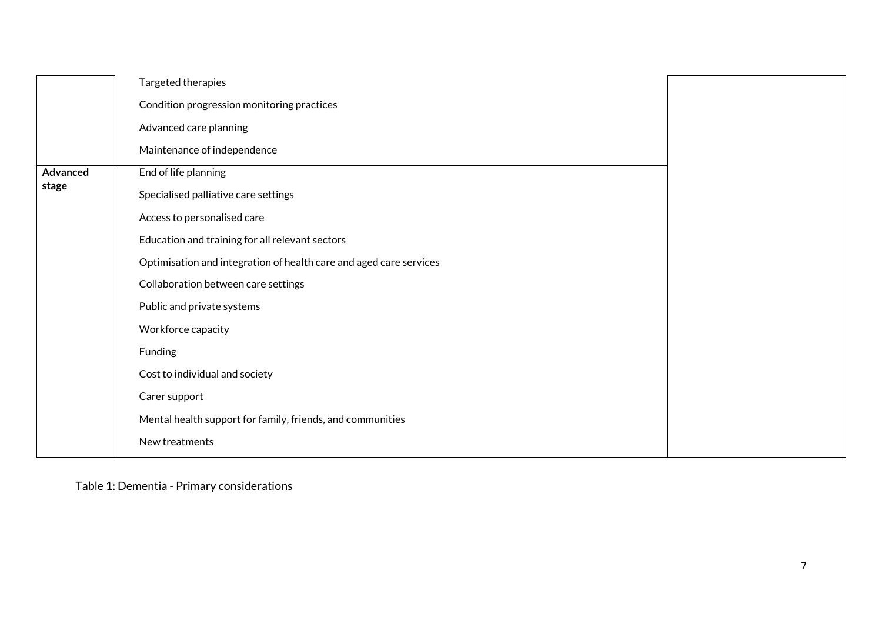| | | |
|---|---|---|
| | Targeted therapies<br>Condition progression monitoring practices<br>Advanced care planning<br>Maintenance of independence | |
| **Advanced stage** | End of life planning<br>Specialised palliative care settings<br>Access to personalised care<br>Education and training for all relevant sectors<br>Optimisation and integration of health care and aged care services<br>Collaboration between care settings<br>Public and private systems<br>Workforce capacity<br>Funding<br>Cost to individual and society<br>Carer support<br>Mental health support for family, friends, and communities<br>New treatments | |

Table 1: Dementia - Primary considerations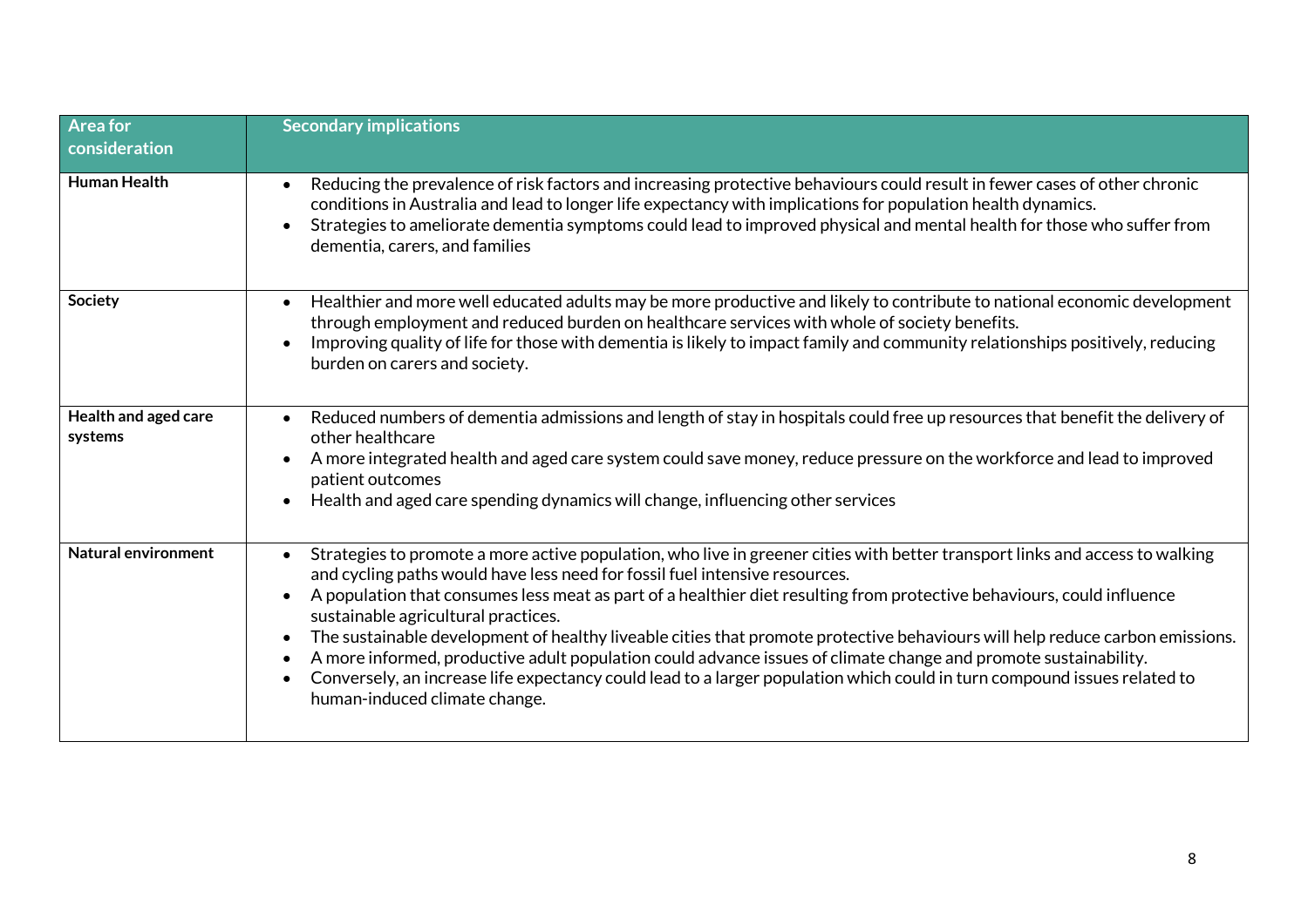| Area for consideration | Secondary implications |
| --- | --- |
| **Human Health** | • Reducing the prevalence of risk factors and increasing protective behaviours could result in fewer cases of other chronic conditions in Australia and lead to longer life expectancy with implications for population health dynamics.<br>• Strategies to ameliorate dementia symptoms could lead to improved physical and mental health for those who suffer from dementia, carers, and families |
| **Society** | • Healthier and more well educated adults may be more productive and likely to contribute to national economic development through employment and reduced burden on healthcare services with whole of society benefits.<br>• Improving quality of life for those with dementia is likely to impact family and community relationships positively, reducing burden on carers and society. |
| **Health and aged care systems** | • Reduced numbers of dementia admissions and length of stay in hospitals could free up resources that benefit the delivery of other healthcare<br>• A more integrated health and aged care system could save money, reduce pressure on the workforce and lead to improved patient outcomes<br>• Health and aged care spending dynamics will change, influencing other services |
| **Natural environment** | • Strategies to promote a more active population, who live in greener cities with better transport links and access to walking and cycling paths would have less need for fossil fuel intensive resources.<br>• A population that consumes less meat as part of a healthier diet resulting from protective behaviours, could influence sustainable agricultural practices.<br>• The sustainable development of healthy liveable cities that promote protective behaviours will help reduce carbon emissions.<br>• A more informed, productive adult population could advance issues of climate change and promote sustainability.<br>• Conversely, an increase life expectancy could lead to a larger population which could in turn compound issues related to human-induced climate change. |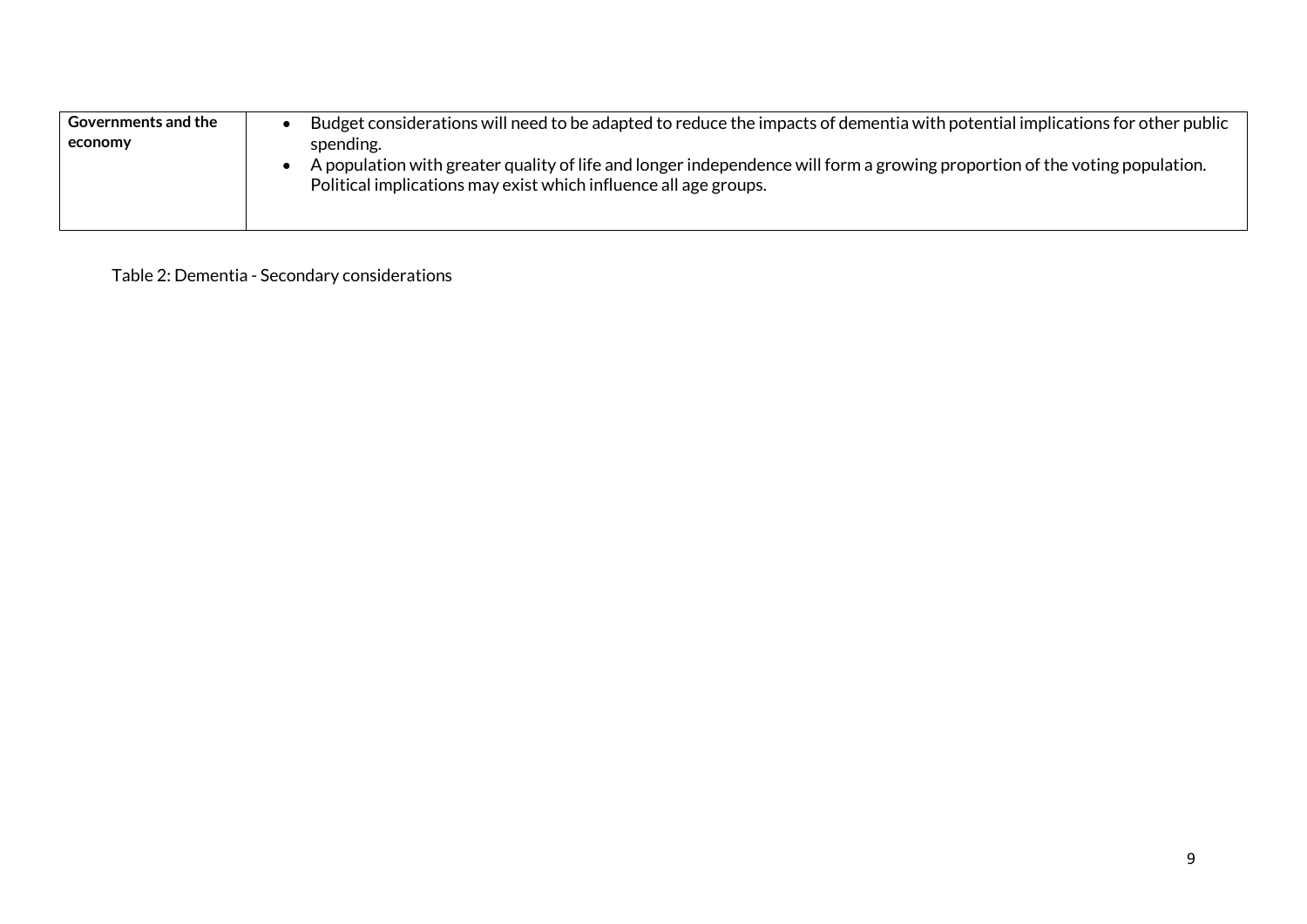| **Governments and the economy** | • Budget considerations will need to be adapted to reduce the impacts of dementia with potential implications for other public spending.<br>• A population with greater quality of life and longer independence will form a growing proportion of the voting population. Political implications may exist which influence all age groups. |
|---|---|

Table 2: Dementia - Secondary considerations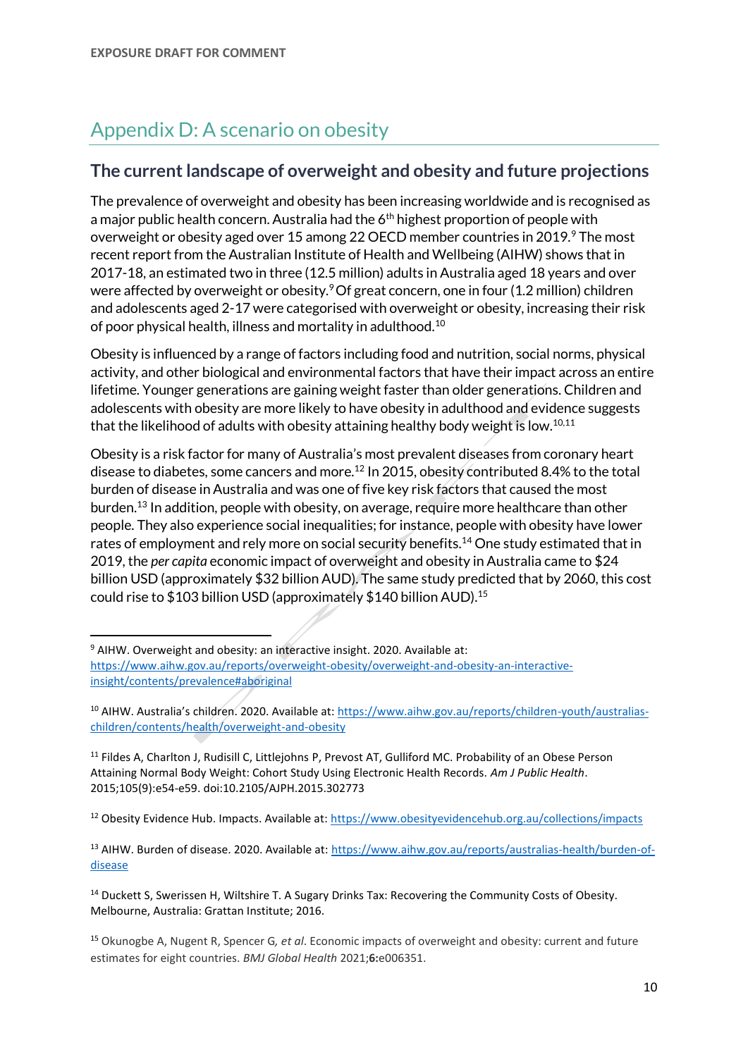# Appendix D: A scenario on obesity

## The current landscape of overweight and obesity and future projections

The prevalence of overweight and obesity has been increasing worldwide and is recognised as a major public health concern. Australia had the 6th highest proportion of people with overweight or obesity aged over 15 among 22 OECD member countries in 2019.[9] The most recent report from the Australian Institute of Health and Wellbeing (AIHW) shows that in 2017-18, an estimated two in three (12.5 million) adults in Australia aged 18 years and over were affected by overweight or obesity.[9] Of great concern, one in four (1.2 million) children and adolescents aged 2-17 were categorised with overweight or obesity, increasing their risk of poor physical health, illness and mortality in adulthood.[10]

Obesity is influenced by a range of factors including food and nutrition, social norms, physical activity, and other biological and environmental factors that have their impact across an entire lifetime. Younger generations are gaining weight faster than older generations. Children and adolescents with obesity are more likely to have obesity in adulthood and evidence suggests that the likelihood of adults with obesity attaining healthy body weight is low.[10,11]

Obesity is a risk factor for many of Australia's most prevalent diseases from coronary heart disease to diabetes, some cancers and more.[12] In 2015, obesity contributed 8.4% to the total burden of disease in Australia and was one of five key risk factors that caused the most burden.[13] In addition, people with obesity, on average, require more healthcare than other people. They also experience social inequalities; for instance, people with obesity have lower rates of employment and rely more on social security benefits.[14] One study estimated that in 2019, the *per capita* economic impact of overweight and obesity in Australia came to $24 billion USD (approximately $32 billion AUD). The same study predicted that by 2060, this cost could rise to $103 billion USD (approximately $140 billion AUD).[15]

---

[9] AIHW. Overweight and obesity: an interactive insight. 2020. Available at: https://www.aihw.gov.au/reports/overweight-obesity/overweight-and-obesity-an-interactive-insight/contents/prevalence#aboriginal

[10] AIHW. Australia's children. 2020. Available at: https://www.aihw.gov.au/reports/children-youth/australias-children/contents/health/overweight-and-obesity

[11] Fildes A, Charlton J, Rudisill C, Littlejohns P, Prevost AT, Gulliford MC. Probability of an Obese Person Attaining Normal Body Weight: Cohort Study Using Electronic Health Records. *Am J Public Health*. 2015;105(9):e54-e59. doi:10.2105/AJPH.2015.302773

[12] Obesity Evidence Hub. Impacts. Available at: https://www.obesityevidencehub.org.au/collections/impacts

[13] AIHW. Burden of disease. 2020. Available at: https://www.aihw.gov.au/reports/australias-health/burden-of-disease

[14] Duckett S, Swerissen H, Wiltshire T. A Sugary Drinks Tax: Recovering the Community Costs of Obesity. Melbourne, Australia: Grattan Institute; 2016.

[15] Okunogbe A, Nugent R, Spencer G, *et al*. Economic impacts of overweight and obesity: current and future estimates for eight countries. *BMJ Global Health* 2021;**6:**e006351.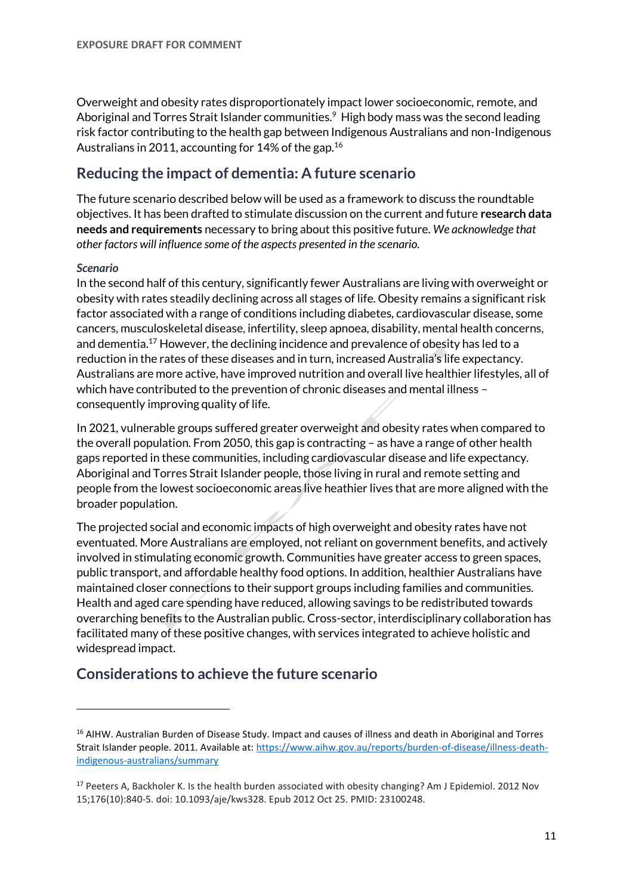Overweight and obesity rates disproportionately impact lower socioeconomic, remote, and Aboriginal and Torres Strait Islander communities.[9] High body mass was the second leading risk factor contributing to the health gap between Indigenous Australians and non-Indigenous Australians in 2011, accounting for 14% of the gap.[16]

## Reducing the impact of dementia: A future scenario

The future scenario described below will be used as a framework to discuss the roundtable objectives. It has been drafted to stimulate discussion on the current and future **research data needs and requirements** necessary to bring about this positive future. *We acknowledge that other factors will influence some of the aspects presented in the scenario.*

***Scenario***

In the second half of this century, significantly fewer Australians are living with overweight or obesity with rates steadily declining across all stages of life. Obesity remains a significant risk factor associated with a range of conditions including diabetes, cardiovascular disease, some cancers, musculoskeletal disease, infertility, sleep apnoea, disability, mental health concerns, and dementia.[17] However, the declining incidence and prevalence of obesity has led to a reduction in the rates of these diseases and in turn, increased Australia's life expectancy. Australians are more active, have improved nutrition and overall live healthier lifestyles, all of which have contributed to the prevention of chronic diseases and mental illness – consequently improving quality of life.

In 2021, vulnerable groups suffered greater overweight and obesity rates when compared to the overall population. From 2050, this gap is contracting – as have a range of other health gaps reported in these communities, including cardiovascular disease and life expectancy. Aboriginal and Torres Strait Islander people, those living in rural and remote setting and people from the lowest socioeconomic areas live heathier lives that are more aligned with the broader population.

The projected social and economic impacts of high overweight and obesity rates have not eventuated. More Australians are employed, not reliant on government benefits, and actively involved in stimulating economic growth. Communities have greater access to green spaces, public transport, and affordable healthy food options. In addition, healthier Australians have maintained closer connections to their support groups including families and communities. Health and aged care spending have reduced, allowing savings to be redistributed towards overarching benefits to the Australian public. Cross-sector, interdisciplinary collaboration has facilitated many of these positive changes, with services integrated to achieve holistic and widespread impact.

## Considerations to achieve the future scenario

---

[16] AIHW. Australian Burden of Disease Study. Impact and causes of illness and death in Aboriginal and Torres Strait Islander people. 2011. Available at: https://www.aihw.gov.au/reports/burden-of-disease/illness-death-indigenous-australians/summary

[17] Peeters A, Backholer K. Is the health burden associated with obesity changing? Am J Epidemiol. 2012 Nov 15;176(10):840-5. doi: 10.1093/aje/kws328. Epub 2012 Oct 25. PMID: 23100248.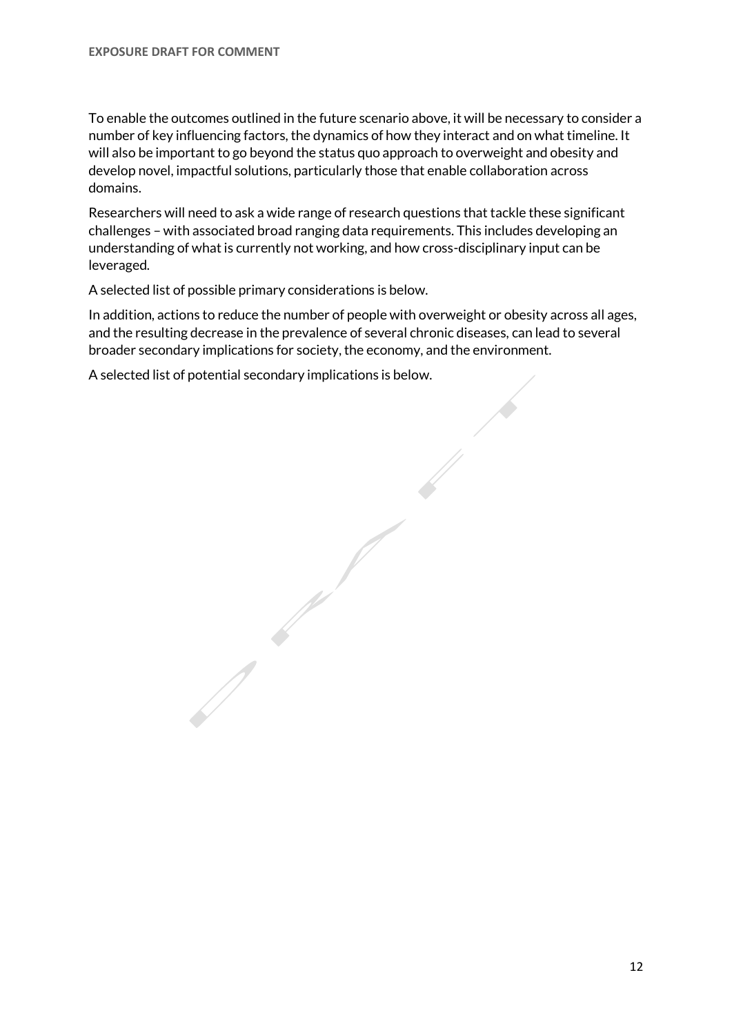To enable the outcomes outlined in the future scenario above, it will be necessary to consider a number of key influencing factors, the dynamics of how they interact and on what timeline. It will also be important to go beyond the status quo approach to overweight and obesity and develop novel, impactful solutions, particularly those that enable collaboration across domains.

Researchers will need to ask a wide range of research questions that tackle these significant challenges – with associated broad ranging data requirements. This includes developing an understanding of what is currently not working, and how cross-disciplinary input can be leveraged.

A selected list of possible primary considerations is below.

In addition, actions to reduce the number of people with overweight or obesity across all ages, and the resulting decrease in the prevalence of several chronic diseases, can lead to several broader secondary implications for society, the economy, and the environment.

A selected list of potential secondary implications is below.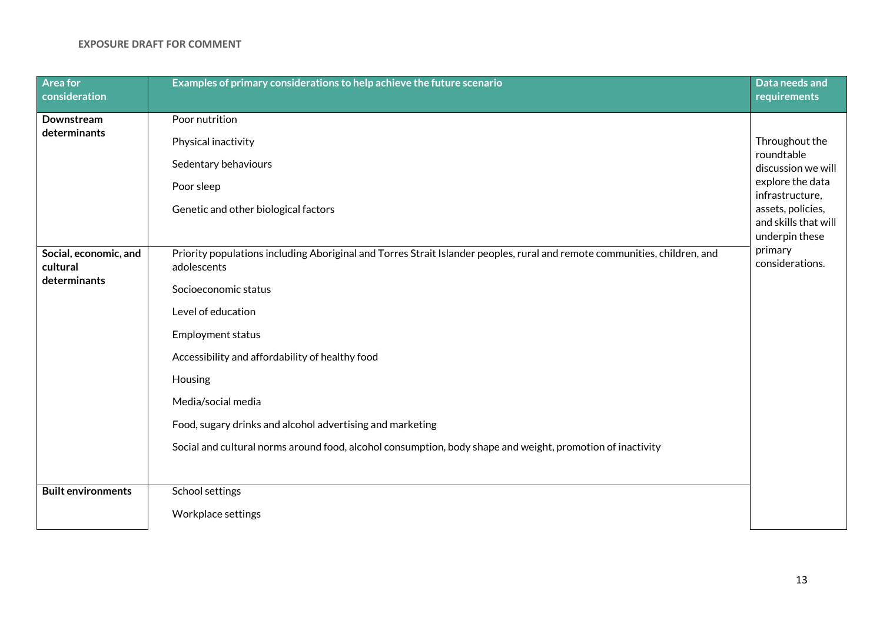EXPOSURE DRAFT FOR COMMENT

| Area for consideration | Examples of primary considerations to help achieve the future scenario | Data needs and requirements |
|---|---|---|
| **Downstream determinants** | Poor nutrition<br>Physical inactivity<br>Sedentary behaviours<br>Poor sleep<br>Genetic and other biological factors | Throughout the roundtable discussion we will explore the data infrastructure, assets, policies, and skills that will underpin these primary considerations. |
| **Social, economic, and cultural determinants** | Priority populations including Aboriginal and Torres Strait Islander peoples, rural and remote communities, children, and adolescents<br>Socioeconomic status<br>Level of education<br>Employment status<br>Accessibility and affordability of healthy food<br>Housing<br>Media/social media<br>Food, sugary drinks and alcohol advertising and marketing<br>Social and cultural norms around food, alcohol consumption, body shape and weight, promotion of inactivity | |
| **Built environments** | School settings<br>Workplace settings | |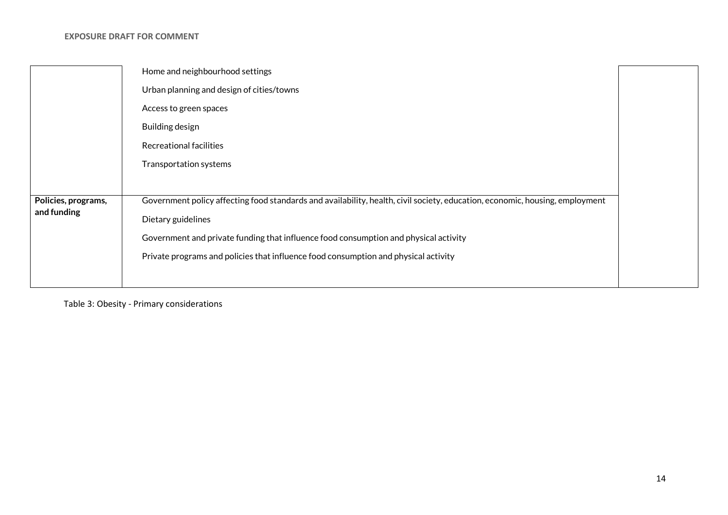| | | |
|---|---|---|
| | Home and neighbourhood settings<br>Urban planning and design of cities/towns<br>Access to green spaces<br>Building design<br>Recreational facilities<br>Transportation systems | |
| **Policies, programs, and funding** | Government policy affecting food standards and availability, health, civil society, education, economic, housing, employment<br>Dietary guidelines<br>Government and private funding that influence food consumption and physical activity<br>Private programs and policies that influence food consumption and physical activity | |

Table 3: Obesity - Primary considerations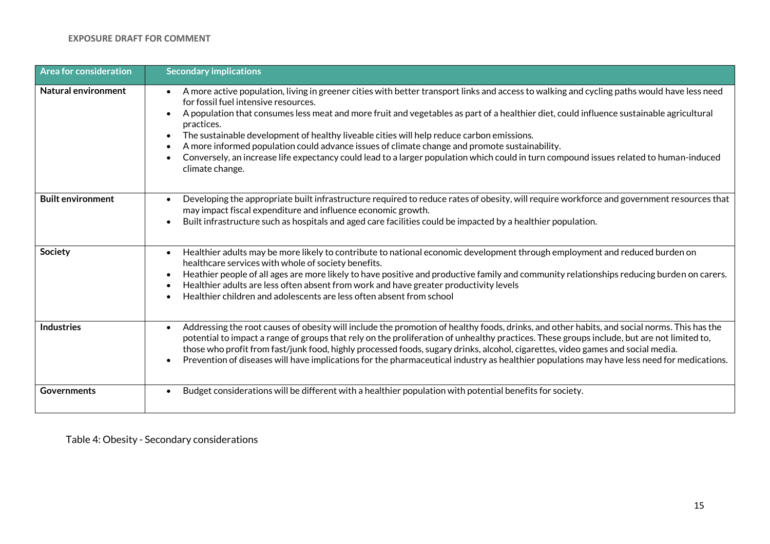**EXPOSURE DRAFT FOR COMMENT**

| Area for consideration | Secondary implications |
|---|---|
| **Natural environment** | • A more active population, living in greener cities with better transport links and access to walking and cycling paths would have less need for fossil fuel intensive resources.<br>• A population that consumes less meat and more fruit and vegetables as part of a healthier diet, could influence sustainable agricultural practices.<br>• The sustainable development of healthy liveable cities will help reduce carbon emissions.<br>• A more informed population could advance issues of climate change and promote sustainability.<br>• Conversely, an increase life expectancy could lead to a larger population which could in turn compound issues related to human-induced climate change. |
| **Built environment** | • Developing the appropriate built infrastructure required to reduce rates of obesity, will require workforce and government resources that may impact fiscal expenditure and influence economic growth.<br>• Built infrastructure such as hospitals and aged care facilities could be impacted by a healthier population. |
| **Society** | • Healthier adults may be more likely to contribute to national economic development through employment and reduced burden on healthcare services with whole of society benefits.<br>• Heathier people of all ages are more likely to have positive and productive family and community relationships reducing burden on carers.<br>• Healthier adults are less often absent from work and have greater productivity levels<br>• Healthier children and adolescents are less often absent from school |
| **Industries** | • Addressing the root causes of obesity will include the promotion of healthy foods, drinks, and other habits, and social norms. This has the potential to impact a range of groups that rely on the proliferation of unhealthy practices. These groups include, but are not limited to, those who profit from fast/junk food, highly processed foods, sugary drinks, alcohol, cigarettes, video games and social media.<br>• Prevention of diseases will have implications for the pharmaceutical industry as healthier populations may have less need for medications. |
| **Governments** | • Budget considerations will be different with a healthier population with potential benefits for society. |

Table 4: Obesity - Secondary considerations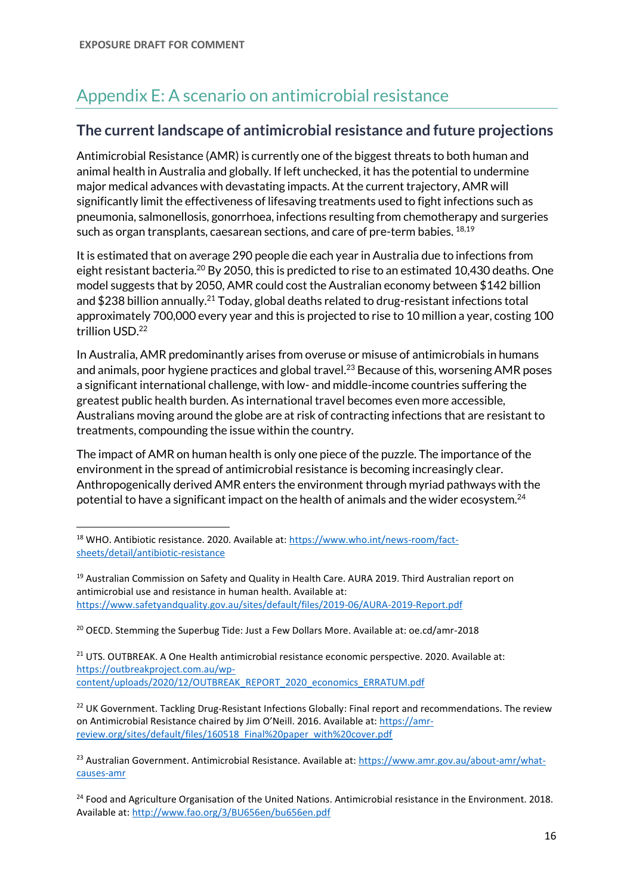# Appendix E: A scenario on antimicrobial resistance

## The current landscape of antimicrobial resistance and future projections

Antimicrobial Resistance (AMR) is currently one of the biggest threats to both human and animal health in Australia and globally. If left unchecked, it has the potential to undermine major medical advances with devastating impacts. At the current trajectory, AMR will significantly limit the effectiveness of lifesaving treatments used to fight infections such as pneumonia, salmonellosis, gonorrhoea, infections resulting from chemotherapy and surgeries such as organ transplants, caesarean sections, and care of pre-term babies. [18,19]

It is estimated that on average 290 people die each year in Australia due to infections from eight resistant bacteria.[20] By 2050, this is predicted to rise to an estimated 10,430 deaths. One model suggests that by 2050, AMR could cost the Australian economy between $142 billion and $238 billion annually.[21] Today, global deaths related to drug-resistant infections total approximately 700,000 every year and this is projected to rise to 10 million a year, costing 100 trillion USD.[22]

In Australia, AMR predominantly arises from overuse or misuse of antimicrobials in humans and animals, poor hygiene practices and global travel.[23] Because of this, worsening AMR poses a significant international challenge, with low- and middle-income countries suffering the greatest public health burden. As international travel becomes even more accessible, Australians moving around the globe are at risk of contracting infections that are resistant to treatments, compounding the issue within the country.

The impact of AMR on human health is only one piece of the puzzle. The importance of the environment in the spread of antimicrobial resistance is becoming increasingly clear. Anthropogenically derived AMR enters the environment through myriad pathways with the potential to have a significant impact on the health of animals and the wider ecosystem.[24]

---

[18] WHO. Antibiotic resistance. 2020. Available at: https://www.who.int/news-room/fact-sheets/detail/antibiotic-resistance

[19] Australian Commission on Safety and Quality in Health Care. AURA 2019. Third Australian report on antimicrobial use and resistance in human health. Available at: https://www.safetyandquality.gov.au/sites/default/files/2019-06/AURA-2019-Report.pdf

[20] OECD. Stemming the Superbug Tide: Just a Few Dollars More. Available at: oe.cd/amr-2018

[21] UTS. OUTBREAK. A One Health antimicrobial resistance economic perspective. 2020. Available at: https://outbreakproject.com.au/wp-content/uploads/2020/12/OUTBREAK_REPORT_2020_economics_ERRATUM.pdf

[22] UK Government. Tackling Drug-Resistant Infections Globally: Final report and recommendations. The review on Antimicrobial Resistance chaired by Jim O'Neill. 2016. Available at: https://amr-review.org/sites/default/files/160518_Final%20paper_with%20cover.pdf

[23] Australian Government. Antimicrobial Resistance. Available at: https://www.amr.gov.au/about-amr/what-causes-amr

[24] Food and Agriculture Organisation of the United Nations. Antimicrobial resistance in the Environment. 2018. Available at: http://www.fao.org/3/BU656en/bu656en.pdf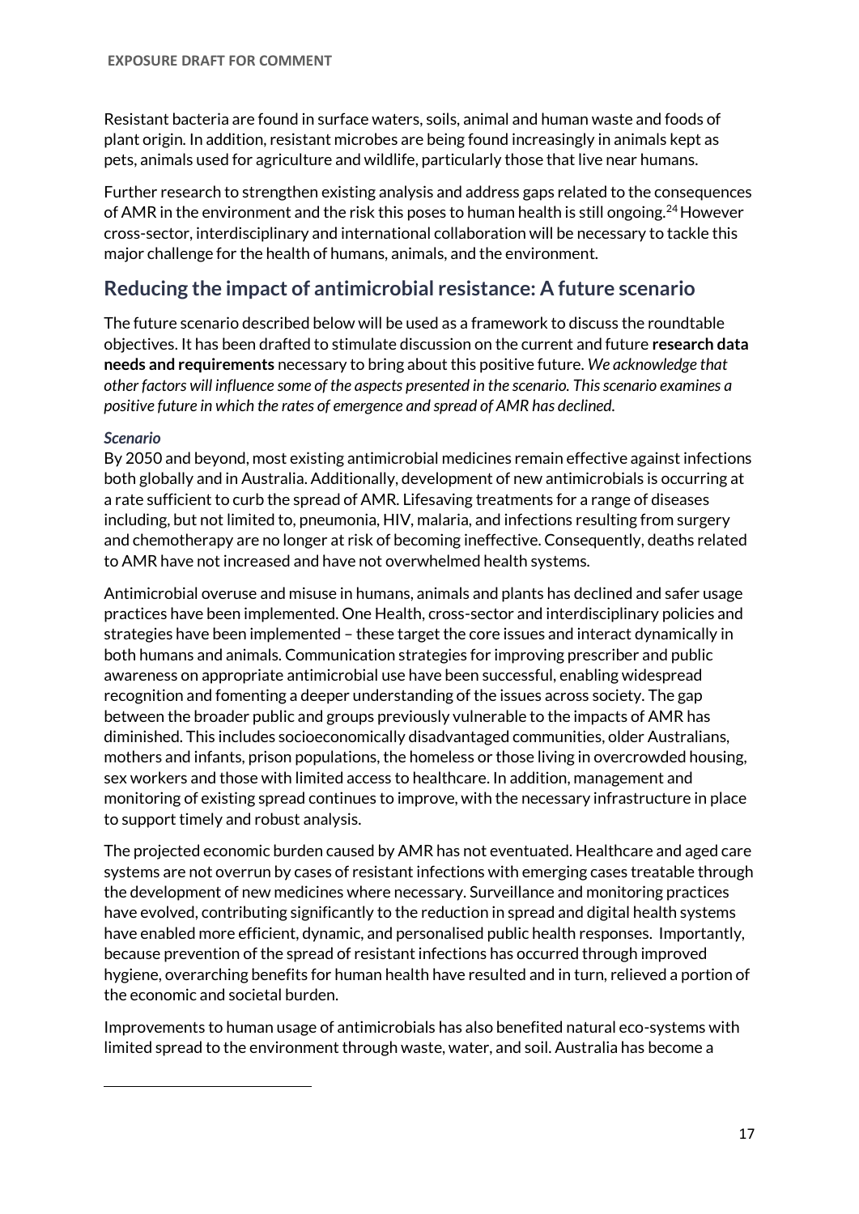Resistant bacteria are found in surface waters, soils, animal and human waste and foods of plant origin. In addition, resistant microbes are being found increasingly in animals kept as pets, animals used for agriculture and wildlife, particularly those that live near humans.

Further research to strengthen existing analysis and address gaps related to the consequences of AMR in the environment and the risk this poses to human health is still ongoing.[24] However cross-sector, interdisciplinary and international collaboration will be necessary to tackle this major challenge for the health of humans, animals, and the environment.

## Reducing the impact of antimicrobial resistance: A future scenario

The future scenario described below will be used as a framework to discuss the roundtable objectives. It has been drafted to stimulate discussion on the current and future **research data needs and requirements** necessary to bring about this positive future. *We acknowledge that other factors will influence some of the aspects presented in the scenario. This scenario examines a positive future in which the rates of emergence and spread of AMR has declined.*

***Scenario***

By 2050 and beyond, most existing antimicrobial medicines remain effective against infections both globally and in Australia. Additionally, development of new antimicrobials is occurring at a rate sufficient to curb the spread of AMR. Lifesaving treatments for a range of diseases including, but not limited to, pneumonia, HIV, malaria, and infections resulting from surgery and chemotherapy are no longer at risk of becoming ineffective. Consequently, deaths related to AMR have not increased and have not overwhelmed health systems.

Antimicrobial overuse and misuse in humans, animals and plants has declined and safer usage practices have been implemented. One Health, cross-sector and interdisciplinary policies and strategies have been implemented – these target the core issues and interact dynamically in both humans and animals. Communication strategies for improving prescriber and public awareness on appropriate antimicrobial use have been successful, enabling widespread recognition and fomenting a deeper understanding of the issues across society. The gap between the broader public and groups previously vulnerable to the impacts of AMR has diminished. This includes socioeconomically disadvantaged communities, older Australians, mothers and infants, prison populations, the homeless or those living in overcrowded housing, sex workers and those with limited access to healthcare. In addition, management and monitoring of existing spread continues to improve, with the necessary infrastructure in place to support timely and robust analysis.

The projected economic burden caused by AMR has not eventuated. Healthcare and aged care systems are not overrun by cases of resistant infections with emerging cases treatable through the development of new medicines where necessary. Surveillance and monitoring practices have evolved, contributing significantly to the reduction in spread and digital health systems have enabled more efficient, dynamic, and personalised public health responses. Importantly, because prevention of the spread of resistant infections has occurred through improved hygiene, overarching benefits for human health have resulted and in turn, relieved a portion of the economic and societal burden.

Improvements to human usage of antimicrobials has also benefited natural eco-systems with limited spread to the environment through waste, water, and soil. Australia has become a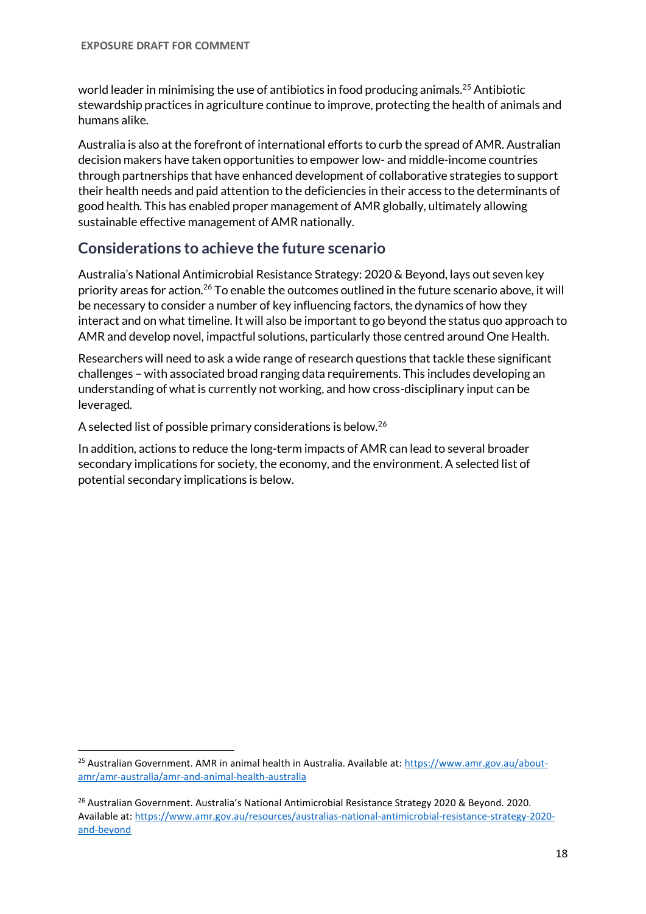world leader in minimising the use of antibiotics in food producing animals.[25] Antibiotic stewardship practices in agriculture continue to improve, protecting the health of animals and humans alike.

Australia is also at the forefront of international efforts to curb the spread of AMR. Australian decision makers have taken opportunities to empower low- and middle-income countries through partnerships that have enhanced development of collaborative strategies to support their health needs and paid attention to the deficiencies in their access to the determinants of good health. This has enabled proper management of AMR globally, ultimately allowing sustainable effective management of AMR nationally.

## Considerations to achieve the future scenario

Australia's National Antimicrobial Resistance Strategy: 2020 & Beyond, lays out seven key priority areas for action.[26] To enable the outcomes outlined in the future scenario above, it will be necessary to consider a number of key influencing factors, the dynamics of how they interact and on what timeline. It will also be important to go beyond the status quo approach to AMR and develop novel, impactful solutions, particularly those centred around One Health.

Researchers will need to ask a wide range of research questions that tackle these significant challenges – with associated broad ranging data requirements. This includes developing an understanding of what is currently not working, and how cross-disciplinary input can be leveraged.

A selected list of possible primary considerations is below.[26]

In addition, actions to reduce the long-term impacts of AMR can lead to several broader secondary implications for society, the economy, and the environment. A selected list of potential secondary implications is below.

---

[25] Australian Government. AMR in animal health in Australia. Available at: https://www.amr.gov.au/about-amr/amr-australia/amr-and-animal-health-australia

[26] Australian Government. Australia's National Antimicrobial Resistance Strategy 2020 & Beyond. 2020. Available at: https://www.amr.gov.au/resources/australias-national-antimicrobial-resistance-strategy-2020-and-beyond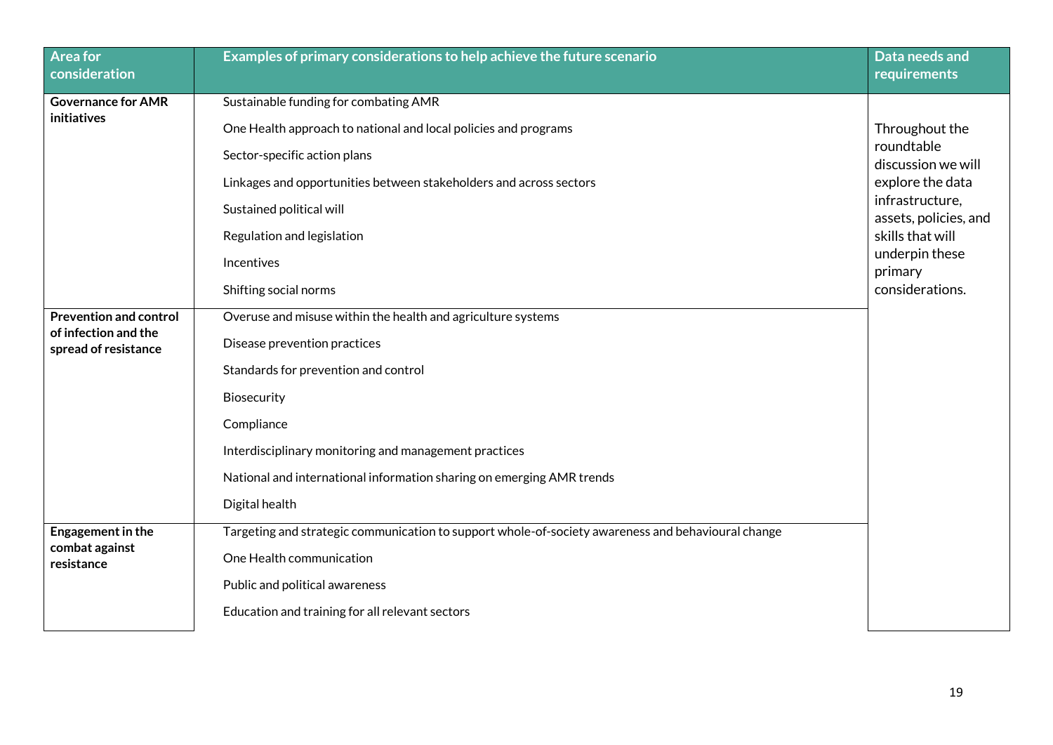| Area for consideration | Examples of primary considerations to help achieve the future scenario | Data needs and requirements |
|---|---|---|
| **Governance for AMR initiatives** | Sustainable funding for combating AMR | Throughout the roundtable discussion we will explore the data infrastructure, assets, policies, and skills that will underpin these primary considerations. |
| | One Health approach to national and local policies and programs | |
| | Sector-specific action plans | |
| | Linkages and opportunities between stakeholders and across sectors | |
| | Sustained political will | |
| | Regulation and legislation | |
| | Incentives | |
| | Shifting social norms | |
| **Prevention and control of infection and the spread of resistance** | Overuse and misuse within the health and agriculture systems | |
| | Disease prevention practices | |
| | Standards for prevention and control | |
| | Biosecurity | |
| | Compliance | |
| | Interdisciplinary monitoring and management practices | |
| | National and international information sharing on emerging AMR trends | |
| | Digital health | |
| **Engagement in the combat against resistance** | Targeting and strategic communication to support whole-of-society awareness and behavioural change | |
| | One Health communication | |
| | Public and political awareness | |
| | Education and training for all relevant sectors | |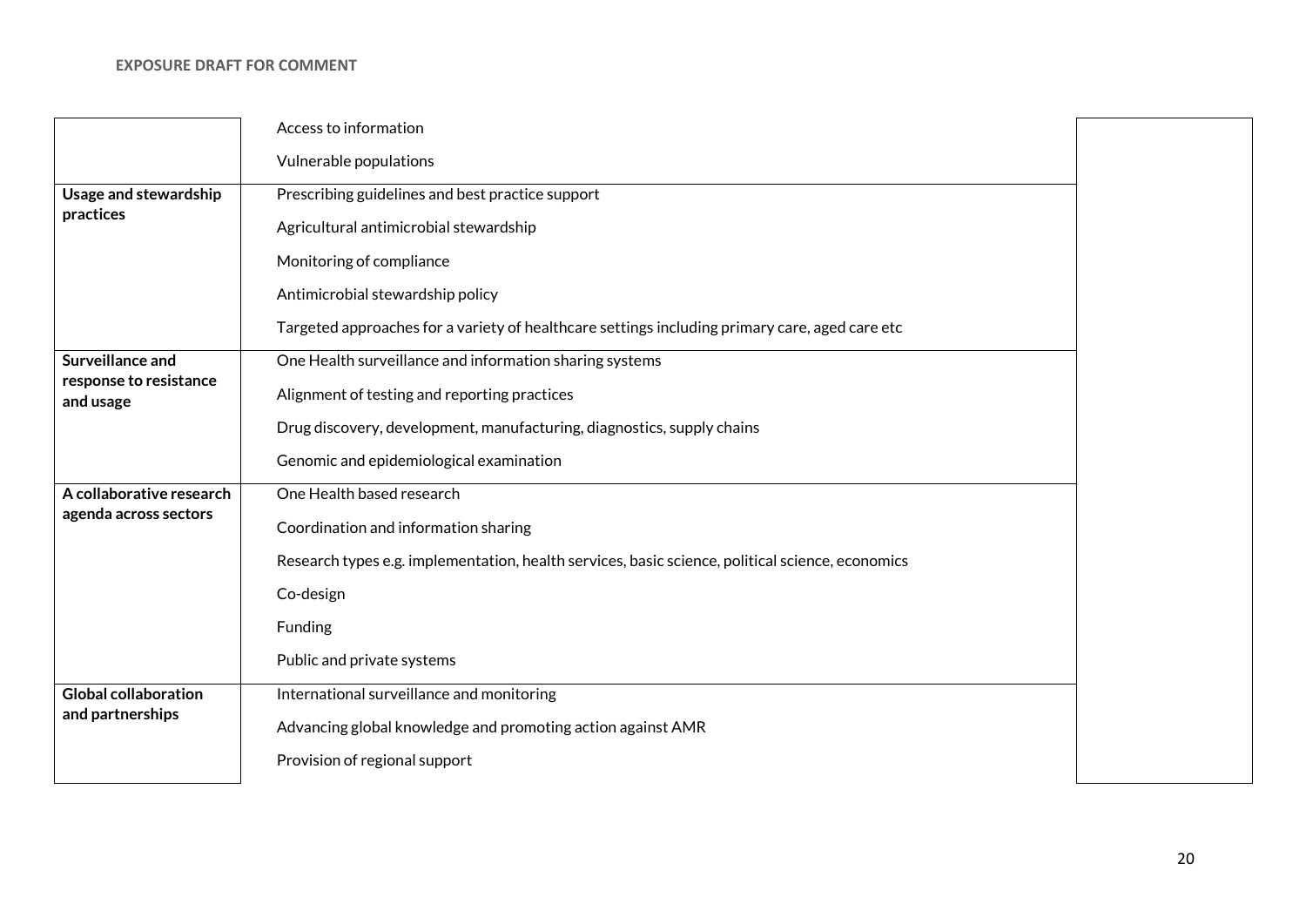**EXPOSURE DRAFT FOR COMMENT**

| | | |
|---|---|---|
| | Access to information<br>Vulnerable populations | |
| **Usage and stewardship practices** | Prescribing guidelines and best practice support<br>Agricultural antimicrobial stewardship<br>Monitoring of compliance<br>Antimicrobial stewardship policy<br>Targeted approaches for a variety of healthcare settings including primary care, aged care etc | |
| **Surveillance and response to resistance and usage** | One Health surveillance and information sharing systems<br>Alignment of testing and reporting practices<br>Drug discovery, development, manufacturing, diagnostics, supply chains<br>Genomic and epidemiological examination | |
| **A collaborative research agenda across sectors** | One Health based research<br>Coordination and information sharing<br>Research types e.g. implementation, health services, basic science, political science, economics<br>Co-design<br>Funding<br>Public and private systems | |
| **Global collaboration and partnerships** | International surveillance and monitoring<br>Advancing global knowledge and promoting action against AMR<br>Provision of regional support | |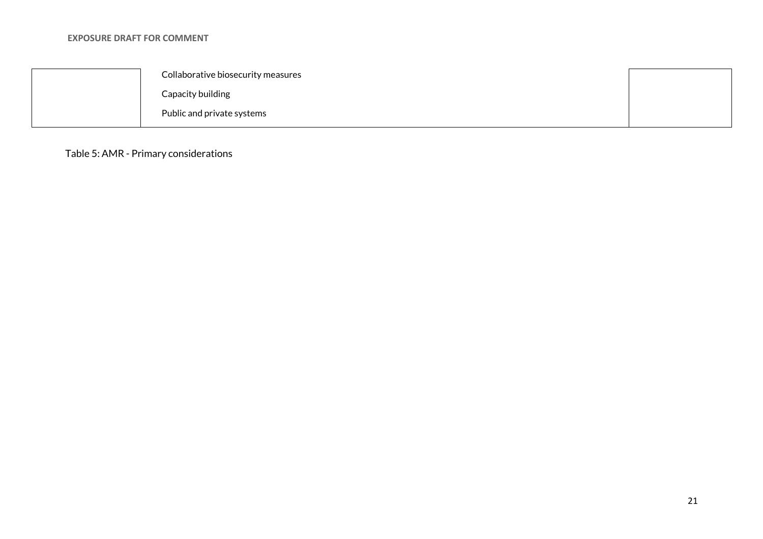| | | |
|---|---|---|
| | Collaborative biosecurity measures<br>Capacity building<br>Public and private systems | |

Table 5: AMR - Primary considerations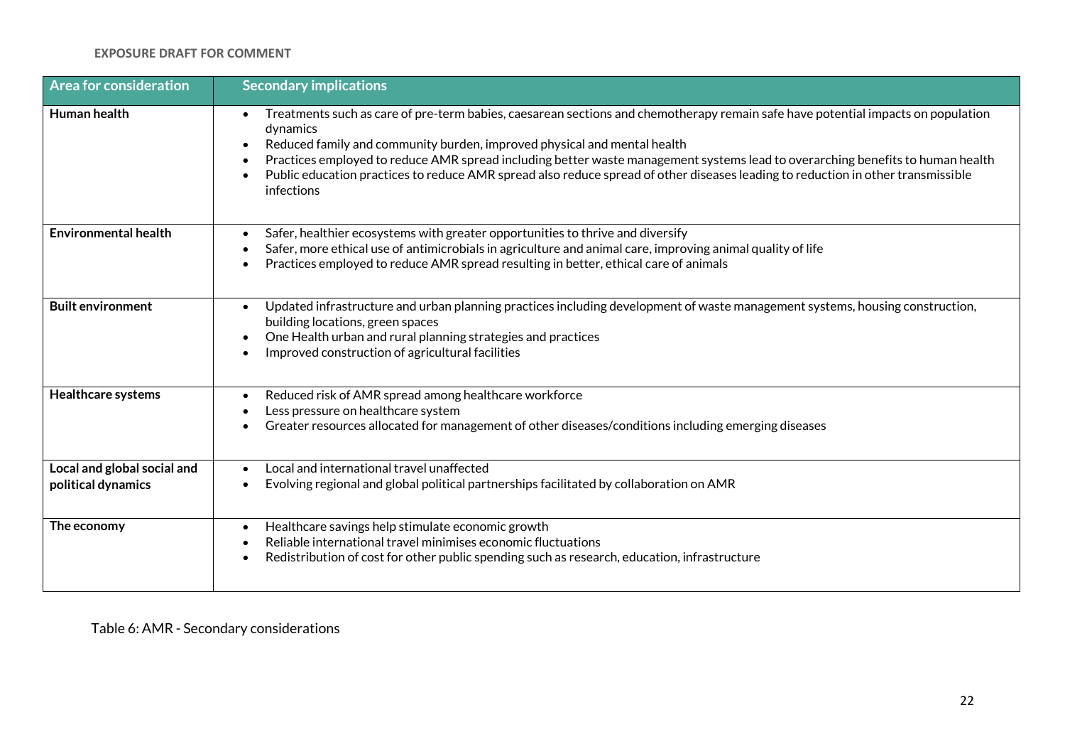EXPOSURE DRAFT FOR COMMENT

| Area for consideration | Secondary implications |
|---|---|
| **Human health** | • Treatments such as care of pre-term babies, caesarean sections and chemotherapy remain safe have potential impacts on population dynamics<br>• Reduced family and community burden, improved physical and mental health<br>• Practices employed to reduce AMR spread including better waste management systems lead to overarching benefits to human health<br>• Public education practices to reduce AMR spread also reduce spread of other diseases leading to reduction in other transmissible infections |
| **Environmental health** | • Safer, healthier ecosystems with greater opportunities to thrive and diversify<br>• Safer, more ethical use of antimicrobials in agriculture and animal care, improving animal quality of life<br>• Practices employed to reduce AMR spread resulting in better, ethical care of animals |
| **Built environment** | • Updated infrastructure and urban planning practices including development of waste management systems, housing construction, building locations, green spaces<br>• One Health urban and rural planning strategies and practices<br>• Improved construction of agricultural facilities |
| **Healthcare systems** | • Reduced risk of AMR spread among healthcare workforce<br>• Less pressure on healthcare system<br>• Greater resources allocated for management of other diseases/conditions including emerging diseases |
| **Local and global social and political dynamics** | • Local and international travel unaffected<br>• Evolving regional and global political partnerships facilitated by collaboration on AMR |
| **The economy** | • Healthcare savings help stimulate economic growth<br>• Reliable international travel minimises economic fluctuations<br>• Redistribution of cost for other public spending such as research, education, infrastructure |

Table 6: AMR - Secondary considerations